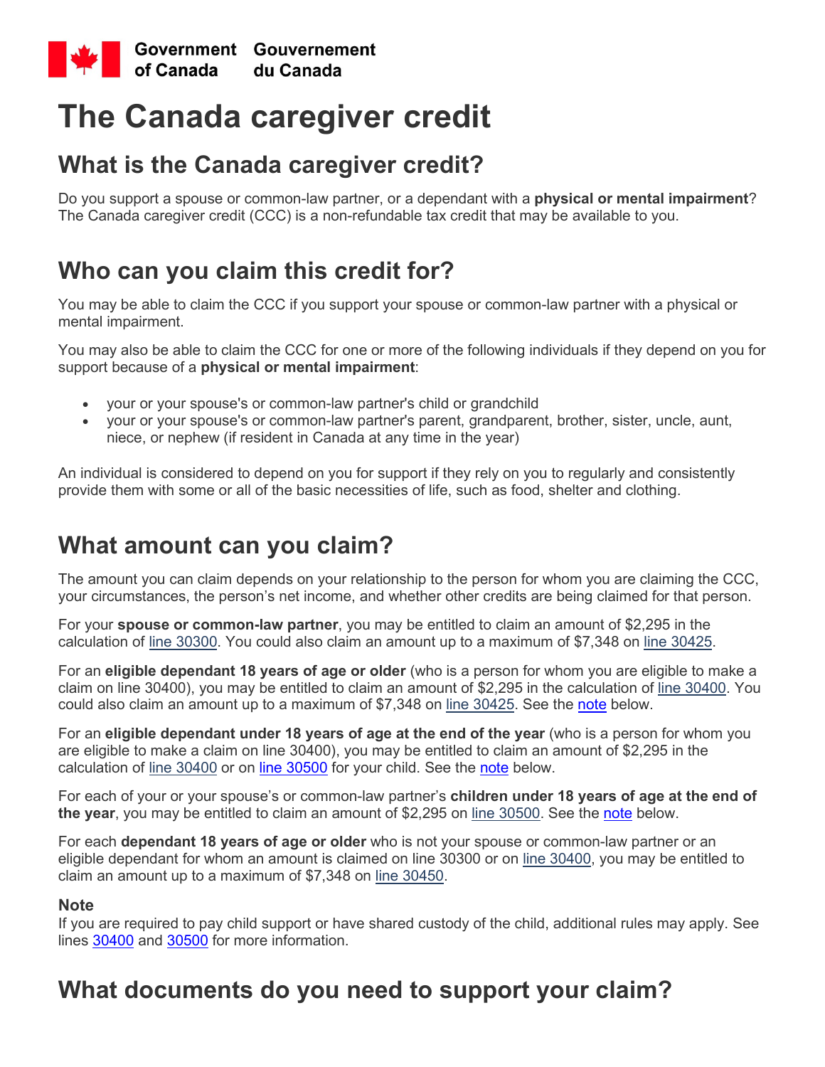Government of Canada Gouvernement du Canada

# The Canada caregiver credit

## What is the Canada caregiver credit?

Do you support a spouse or common-law partner, or a dependant with a **physical or mental impairment**? The Canada caregiver credit (CCC) is a non-refundable tax credit that may be available to you.

## Who can you claim this credit for?

You may be able to claim the CCC if you support your spouse or common-law partner with a physical or mental impairment.

You may also be able to claim the CCC for one or more of the following individuals if they depend on you for support because of a **physical or mental impairment**:

- your or your spouse's or common-law partner's child or grandchild
- your or your spouse's or common-law partner's parent, grandparent, brother, sister, uncle, aunt, niece, or nephew (if resident in Canada at any time in the year)

An individual is considered to depend on you for support if they rely on you to regularly and consistently provide them with some or all of the basic necessities of life, such as food, shelter and clothing.

## What amount can you claim?

The amount you can claim depends on your relationship to the person for whom you are claiming the CCC, your circumstances, the person's net income, and whether other credits are being claimed for that person.

For your **spouse or common-law partner**, you may be entitled to claim an amount of $2,295 in the calculation of line 30300. You could also claim an amount up to a maximum of $7,348 on line 30425.

For an **eligible dependant 18 years of age or older** (who is a person for whom you are eligible to make a claim on line 30400), you may be entitled to claim an amount of $2,295 in the calculation of line 30400. You could also claim an amount up to a maximum of $7,348 on line 30425. See the note below.

For an **eligible dependant under 18 years of age at the end of the year** (who is a person for whom you are eligible to make a claim on line 30400), you may be entitled to claim an amount of $2,295 in the calculation of line 30400 or on line 30500 for your child. See the note below.

For each of your or your spouse's or common-law partner's **children under 18 years of age at the end of the year**, you may be entitled to claim an amount of $2,295 on line 30500. See the note below.

For each **dependant 18 years of age or older** who is not your spouse or common-law partner or an eligible dependant for whom an amount is claimed on line 30300 or on line 30400, you may be entitled to claim an amount up to a maximum of $7,348 on line 30450.

### Note

If you are required to pay child support or have shared custody of the child, additional rules may apply. See lines 30400 and 30500 for more information.

## What documents do you need to support your claim?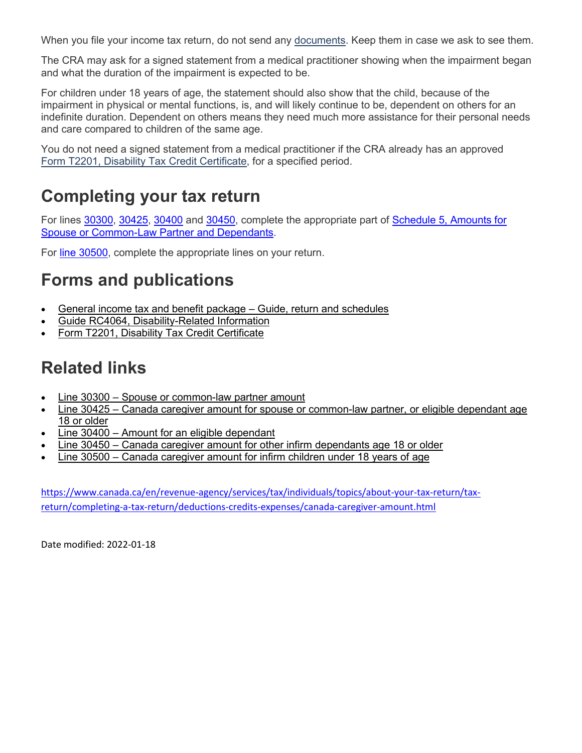When you file your income tax return, do not send any documents. Keep them in case we ask to see them.

The CRA may ask for a signed statement from a medical practitioner showing when the impairment began and what the duration of the impairment is expected to be.

For children under 18 years of age, the statement should also show that the child, because of the impairment in physical or mental functions, is, and will likely continue to be, dependent on others for an indefinite duration. Dependent on others means they need much more assistance for their personal needs and care compared to children of the same age.

You do not need a signed statement from a medical practitioner if the CRA already has an approved Form T2201, Disability Tax Credit Certificate, for a specified period.

## Completing your tax return

For lines 30300, 30425, 30400 and 30450, complete the appropriate part of Schedule 5, Amounts for Spouse or Common-Law Partner and Dependants.

For line 30500, complete the appropriate lines on your return.

## Forms and publications

- General income tax and benefit package – Guide, return and schedules
- Guide RC4064, Disability-Related Information
- Form T2201, Disability Tax Credit Certificate

## Related links

- Line 30300 – Spouse or common-law partner amount
- Line 30425 – Canada caregiver amount for spouse or common-law partner, or eligible dependant age 18 or older
- Line 30400 – Amount for an eligible dependant
- Line 30450 – Canada caregiver amount for other infirm dependants age 18 or older
- Line 30500 – Canada caregiver amount for infirm children under 18 years of age

https://www.canada.ca/en/revenue-agency/services/tax/individuals/topics/about-your-tax-return/tax-return/completing-a-tax-return/deductions-credits-expenses/canada-caregiver-amount.html

Date modified: 2022-01-18